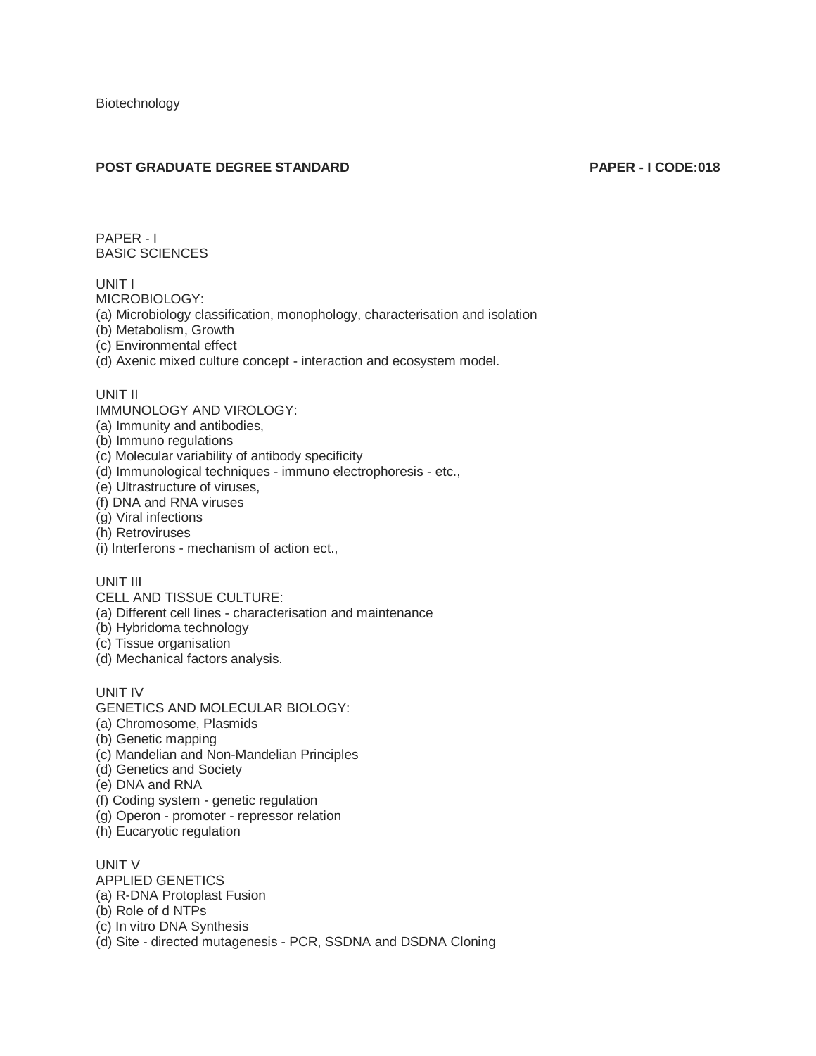Biotechnology

**POST GRADUATE DEGREE STANDARD** **PAPER - I CODE:018**

PAPER - I
BASIC SCIENCES

UNIT I
MICROBIOLOGY:
(a) Microbiology classification, monophology, characterisation and isolation
(b) Metabolism, Growth
(c) Environmental effect
(d) Axenic mixed culture concept - interaction and ecosystem model.

UNIT II
IMMUNOLOGY AND VIROLOGY:
(a) Immunity and antibodies,
(b) Immuno regulations
(c) Molecular variability of antibody specificity
(d) Immunological techniques - immuno electrophoresis - etc.,
(e) Ultrastructure of viruses,
(f) DNA and RNA viruses
(g) Viral infections
(h) Retroviruses
(i) Interferons - mechanism of action ect.,

UNIT III
CELL AND TISSUE CULTURE:
(a) Different cell lines - characterisation and maintenance
(b) Hybridoma technology
(c) Tissue organisation
(d) Mechanical factors analysis.

UNIT IV
GENETICS AND MOLECULAR BIOLOGY:
(a) Chromosome, Plasmids
(b) Genetic mapping
(c) Mandelian and Non-Mandelian Principles
(d) Genetics and Society
(e) DNA and RNA
(f) Coding system - genetic regulation
(g) Operon - promoter - repressor relation
(h) Eucaryotic regulation

UNIT V
APPLIED GENETICS
(a) R-DNA Protoplast Fusion
(b) Role of d NTPs
(c) In vitro DNA Synthesis
(d) Site - directed mutagenesis - PCR, SSDNA and DSDNA Cloning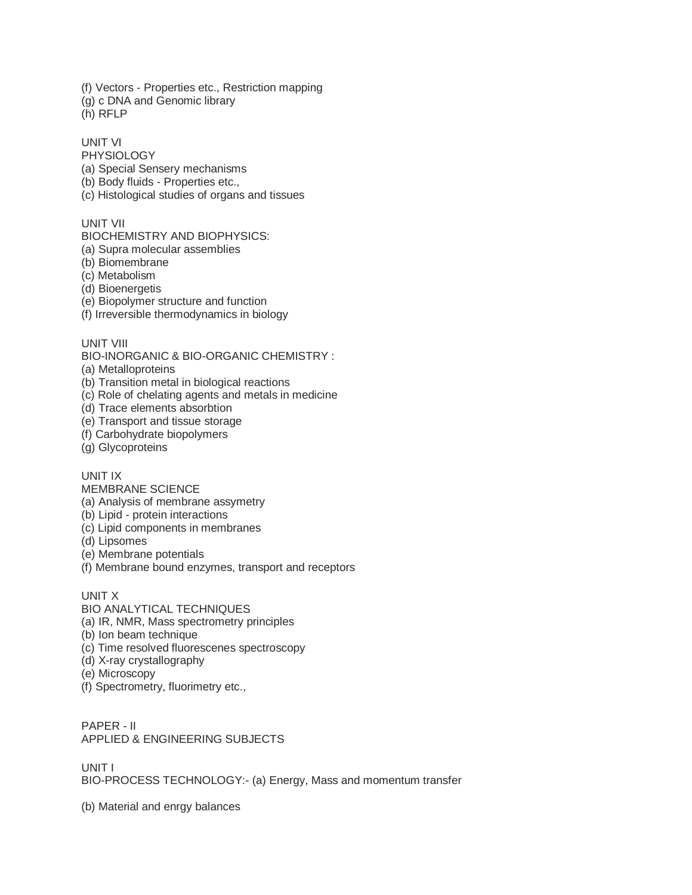(f) Vectors - Properties etc., Restriction mapping
(g) c DNA and Genomic library
(h) RFLP

UNIT VI
PHYSIOLOGY
(a) Special Sensery mechanisms
(b) Body fluids - Properties etc.,
(c) Histological studies of organs and tissues

UNIT VII
BIOCHEMISTRY AND BIOPHYSICS:
(a) Supra molecular assemblies
(b) Biomembrane
(c) Metabolism
(d) Bioenergetis
(e) Biopolymer structure and function
(f) Irreversible thermodynamics in biology

UNIT VIII
BIO-INORGANIC & BIO-ORGANIC CHEMISTRY :
(a) Metalloproteins
(b) Transition metal in biological reactions
(c) Role of chelating agents and metals in medicine
(d) Trace elements absorbtion
(e) Transport and tissue storage
(f) Carbohydrate biopolymers
(g) Glycoproteins

UNIT IX
MEMBRANE SCIENCE
(a) Analysis of membrane assymetry
(b) Lipid - protein interactions
(c) Lipid components in membranes
(d) Lipsomes
(e) Membrane potentials
(f) Membrane bound enzymes, transport and receptors

UNIT X
BIO ANALYTICAL TECHNIQUES
(a) IR, NMR, Mass spectrometry principles
(b) Ion beam technique
(c) Time resolved fluorescenes spectroscopy
(d) X-ray crystallography
(e) Microscopy
(f) Spectrometry, fluorimetry etc.,

PAPER - II
APPLIED & ENGINEERING SUBJECTS

UNIT I
BIO-PROCESS TECHNOLOGY:- (a) Energy, Mass and momentum transfer

(b) Material and enrgy balances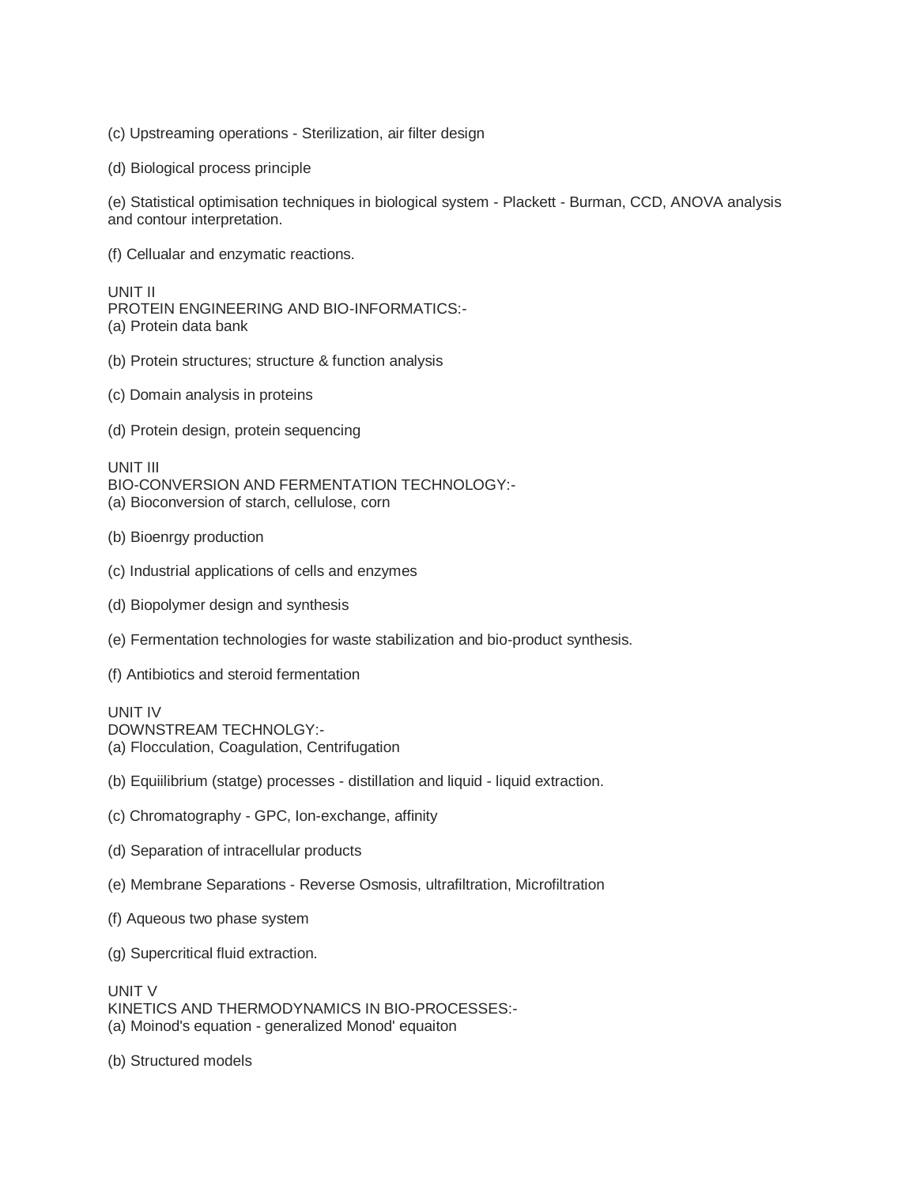(c) Upstreaming operations - Sterilization, air filter design

(d) Biological process principle

(e) Statistical optimisation techniques in biological system - Plackett - Burman, CCD, ANOVA analysis and contour interpretation.

(f) Cellualar and enzymatic reactions.

UNIT II
PROTEIN ENGINEERING AND BIO-INFORMATICS:-
(a) Protein data bank

(b) Protein structures; structure & function analysis

(c) Domain analysis in proteins

(d) Protein design, protein sequencing

UNIT III
BIO-CONVERSION AND FERMENTATION TECHNOLOGY:-
(a) Bioconversion of starch, cellulose, corn

(b) Bioenrgy production

(c) Industrial applications of cells and enzymes

(d) Biopolymer design and synthesis

(e) Fermentation technologies for waste stabilization and bio-product synthesis.

(f) Antibiotics and steroid fermentation

UNIT IV
DOWNSTREAM TECHNOLGY:-
(a) Flocculation, Coagulation, Centrifugation

(b) Equiilibrium (statge) processes - distillation and liquid - liquid extraction.

(c) Chromatography - GPC, Ion-exchange, affinity

(d) Separation of intracellular products

(e) Membrane Separations - Reverse Osmosis, ultrafiltration, Microfiltration

(f) Aqueous two phase system

(g) Supercritical fluid extraction.

UNIT V
KINETICS AND THERMODYNAMICS IN BIO-PROCESSES:-
(a) Moinod's equation - generalized Monod' equaiton

(b) Structured models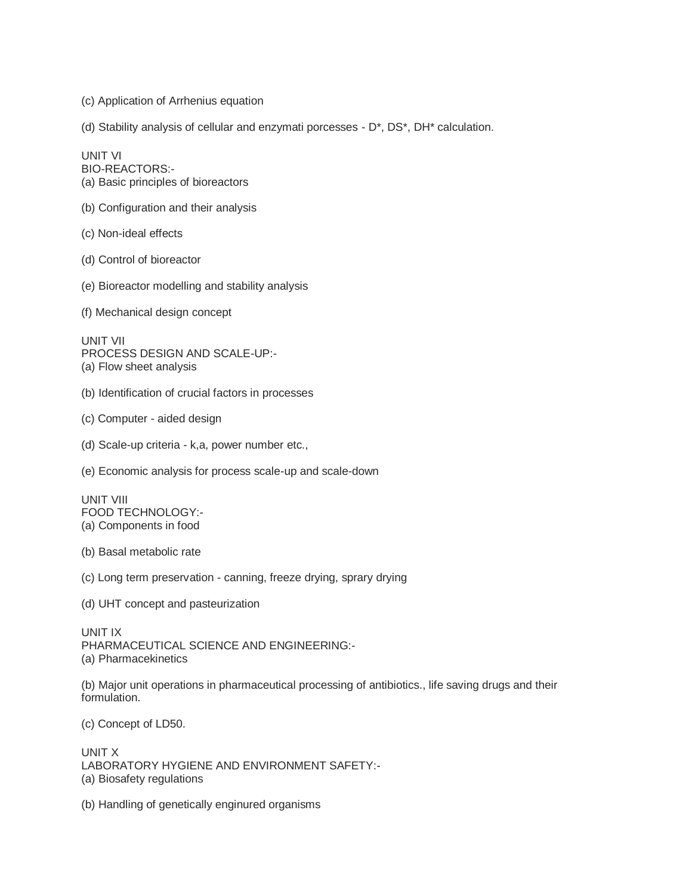(c) Application of Arrhenius equation

(d) Stability analysis of cellular and enzymati porcesses - D*, DS*, DH* calculation.

UNIT VI
BIO-REACTORS:-
(a) Basic principles of bioreactors

(b) Configuration and their analysis

(c) Non-ideal effects

(d) Control of bioreactor

(e) Bioreactor modelling and stability analysis

(f) Mechanical design concept

UNIT VII
PROCESS DESIGN AND SCALE-UP:-
(a) Flow sheet analysis

(b) Identification of crucial factors in processes

(c) Computer - aided design

(d) Scale-up criteria - k,a, power number etc.,

(e) Economic analysis for process scale-up and scale-down

UNIT VIII
FOOD TECHNOLOGY:-
(a) Components in food

(b) Basal metabolic rate

(c) Long term preservation - canning, freeze drying, sprary drying

(d) UHT concept and pasteurization

UNIT IX
PHARMACEUTICAL SCIENCE AND ENGINEERING:-
(a) Pharmacekinetics

(b) Major unit operations in pharmaceutical processing of antibiotics., life saving drugs and their formulation.

(c) Concept of LD50.

UNIT X
LABORATORY HYGIENE AND ENVIRONMENT SAFETY:-
(a) Biosafety regulations

(b) Handling of genetically enginured organisms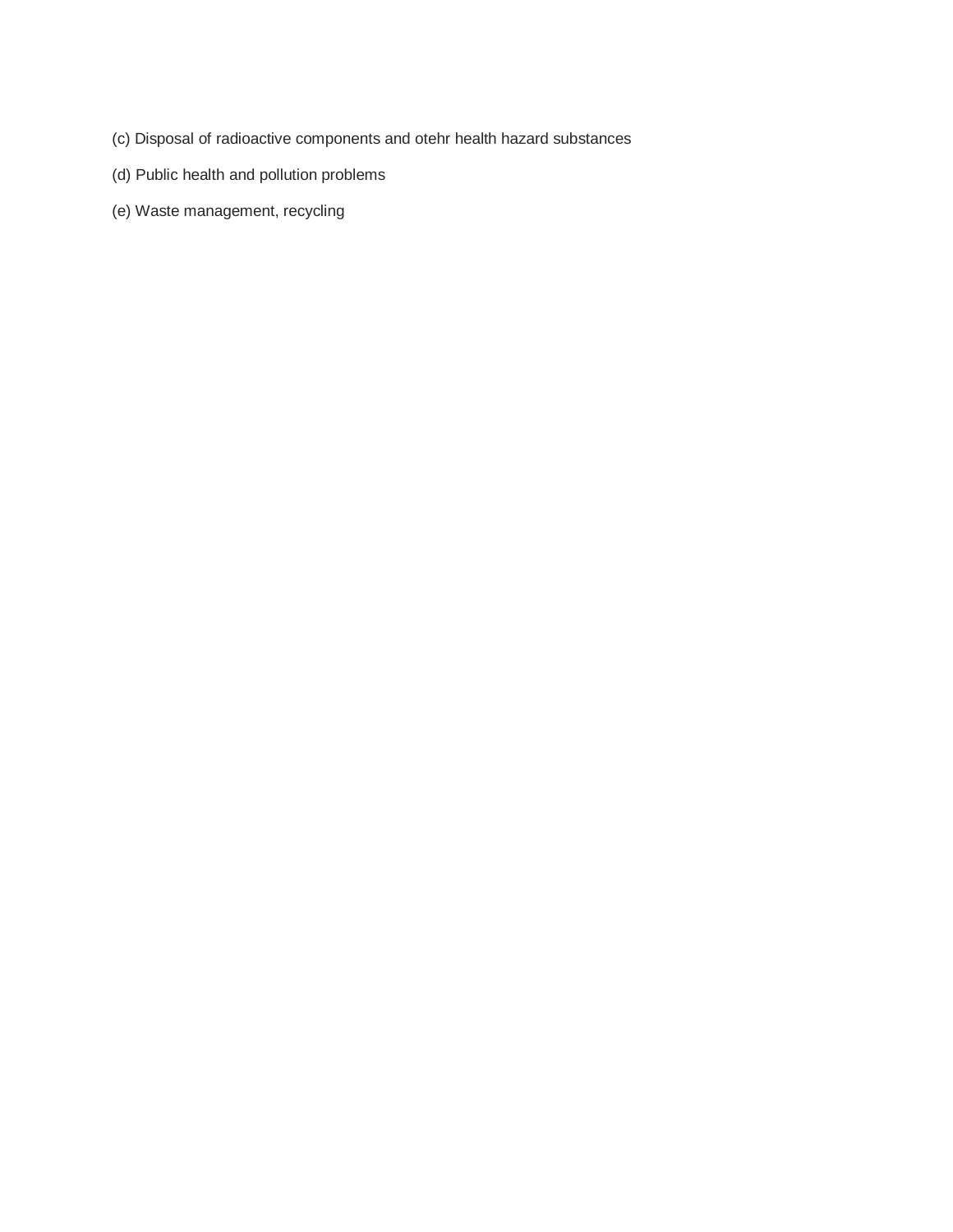(c) Disposal of radioactive components and otehr health hazard substances

(d) Public health and pollution problems

(e) Waste management, recycling